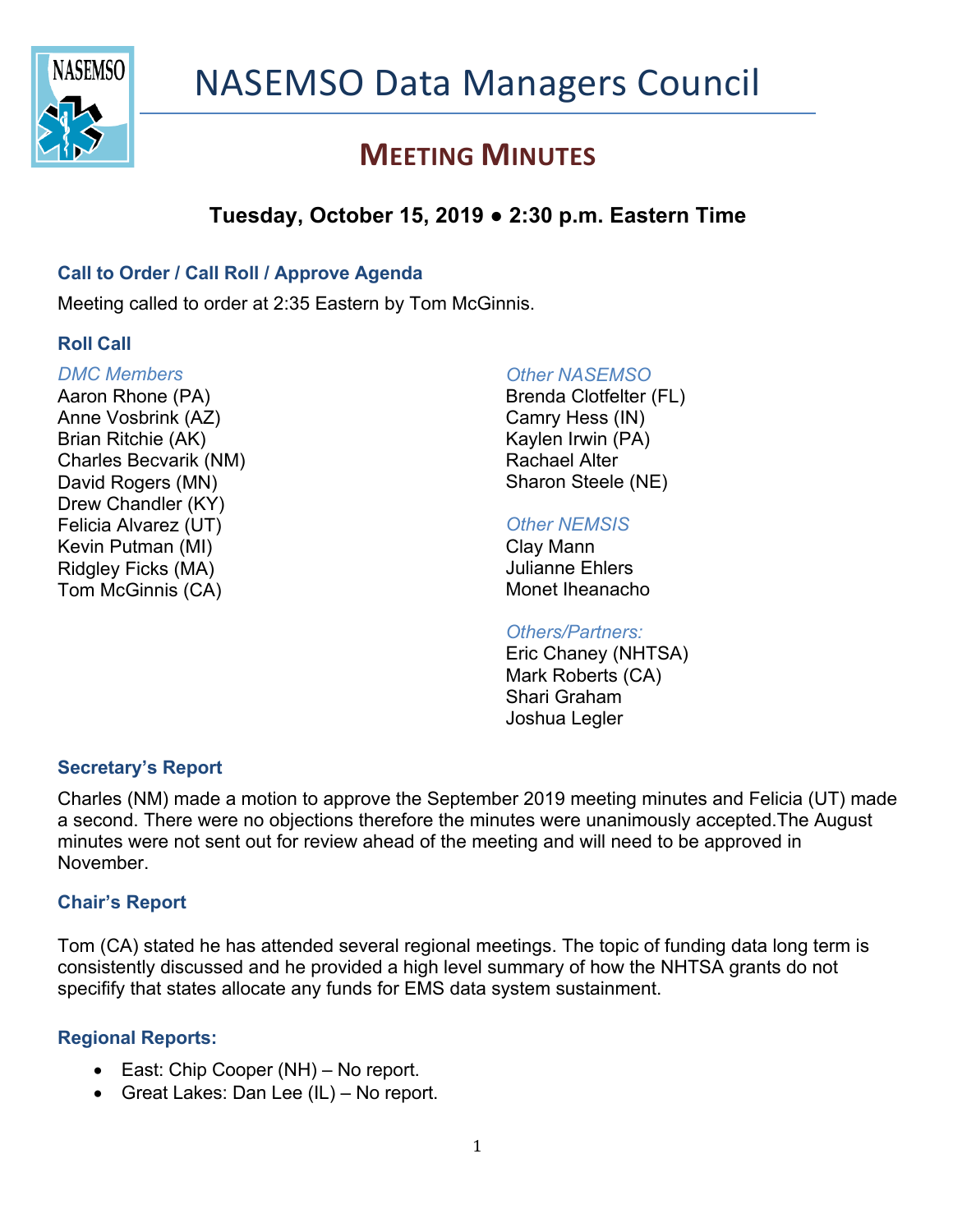# NASEMSO Data Managers Council

## Meeting Minutes

**Tuesday, October 15, 2019 ● 2:30 p.m. Eastern Time**

### Call to Order / Call Roll / Approve Agenda

Meeting called to order at 2:35 Eastern by Tom McGinnis.

### Roll Call

*DMC Members*
Aaron Rhone (PA)
Anne Vosbrink (AZ)
Brian Ritchie (AK)
Charles Becvarik (NM)
David Rogers (MN)
Drew Chandler (KY)
Felicia Alvarez (UT)
Kevin Putman (MI)
Ridgley Ficks (MA)
Tom McGinnis (CA)

*Other NASEMSO*
Brenda Clotfelter (FL)
Camry Hess (IN)
Kaylen Irwin (PA)
Rachael Alter
Sharon Steele (NE)

*Other NEMSIS*
Clay Mann
Julianne Ehlers
Monet Iheanacho

*Others/Partners:*
Eric Chaney (NHTSA)
Mark Roberts (CA)
Shari Graham
Joshua Legler

### Secretary's Report

Charles (NM) made a motion to approve the September 2019 meeting minutes and Felicia (UT) made a second. There were no objections therefore the minutes were unanimously accepted.The August minutes were not sent out for review ahead of the meeting and will need to be approved in November.

### Chair's Report

Tom (CA) stated he has attended several regional meetings. The topic of funding data long term is consistently discussed and he provided a high level summary of how the NHTSA grants do not specifiify that states allocate any funds for EMS data system sustainment.

### Regional Reports:

- East: Chip Cooper (NH) – No report.
- Great Lakes: Dan Lee (IL) – No report.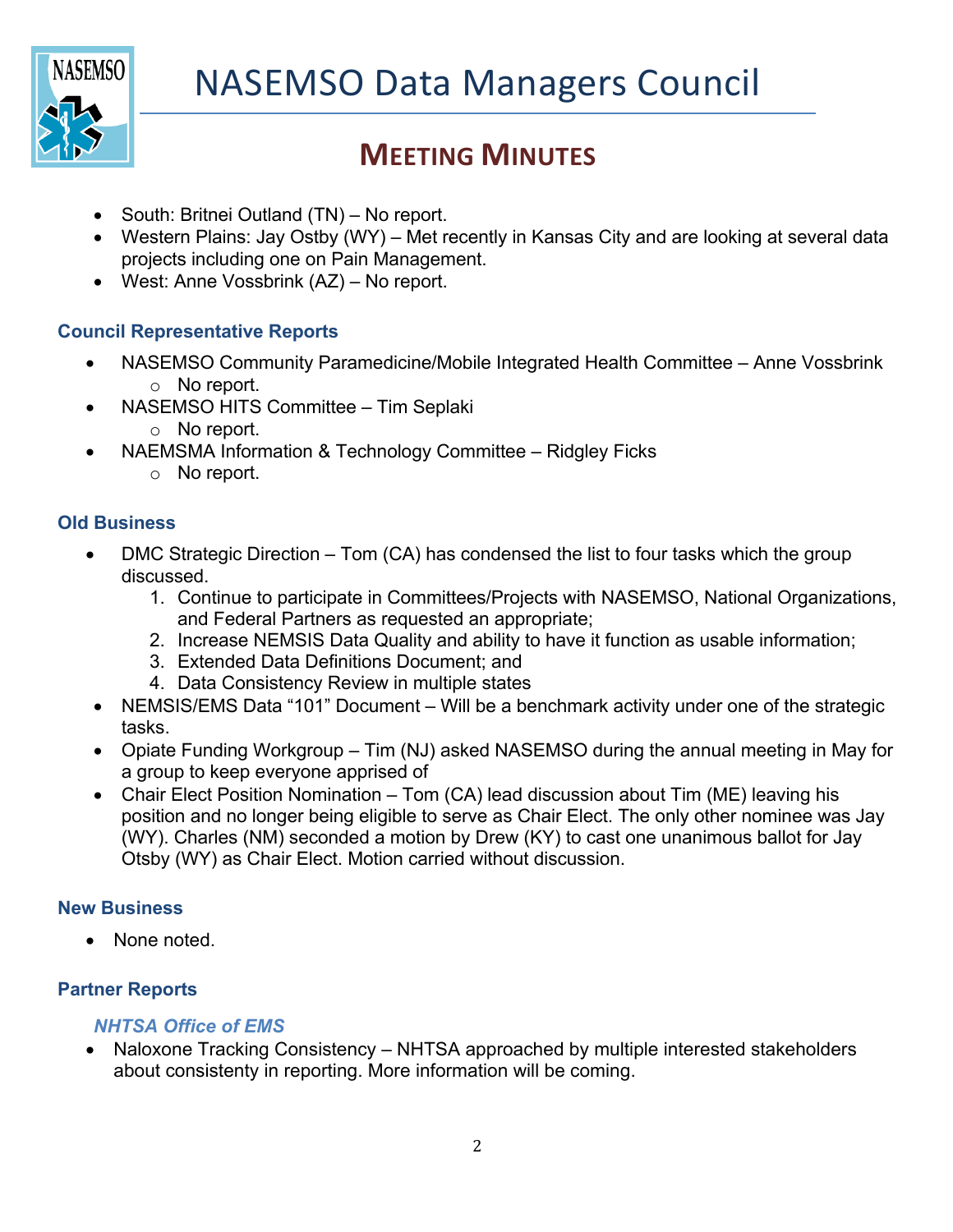- South: Britnei Outland (TN) – No report.
- Western Plains: Jay Ostby (WY) – Met recently in Kansas City and are looking at several data projects including one on Pain Management.
- West: Anne Vossbrink (AZ) – No report.

### Council Representative Reports

- NASEMSO Community Paramedicine/Mobile Integrated Health Committee – Anne Vossbrink
    - No report.
- NASEMSO HITS Committee – Tim Seplaki
    - No report.
- NAEMSMA Information & Technology Committee – Ridgley Ficks
    - No report.

### Old Business

- DMC Strategic Direction – Tom (CA) has condensed the list to four tasks which the group discussed.
    1. Continue to participate in Committees/Projects with NASEMSO, National Organizations, and Federal Partners as requested an appropriate;
    2. Increase NEMSIS Data Quality and ability to have it function as usable information;
    3. Extended Data Definitions Document; and
    4. Data Consistency Review in multiple states
- NEMSIS/EMS Data "101" Document – Will be a benchmark activity under one of the strategic tasks.
- Opiate Funding Workgroup – Tim (NJ) asked NASEMSO during the annual meeting in May for a group to keep everyone apprised of
- Chair Elect Position Nomination – Tom (CA) lead discussion about Tim (ME) leaving his position and no longer being eligible to serve as Chair Elect. The only other nominee was Jay (WY). Charles (NM) seconded a motion by Drew (KY) to cast one unanimous ballot for Jay Otsby (WY) as Chair Elect. Motion carried without discussion.

### New Business

- None noted.

### Partner Reports

#### *NHTSA Office of EMS*

- Naloxone Tracking Consistency – NHTSA approached by multiple interested stakeholders about consistenty in reporting. More information will be coming.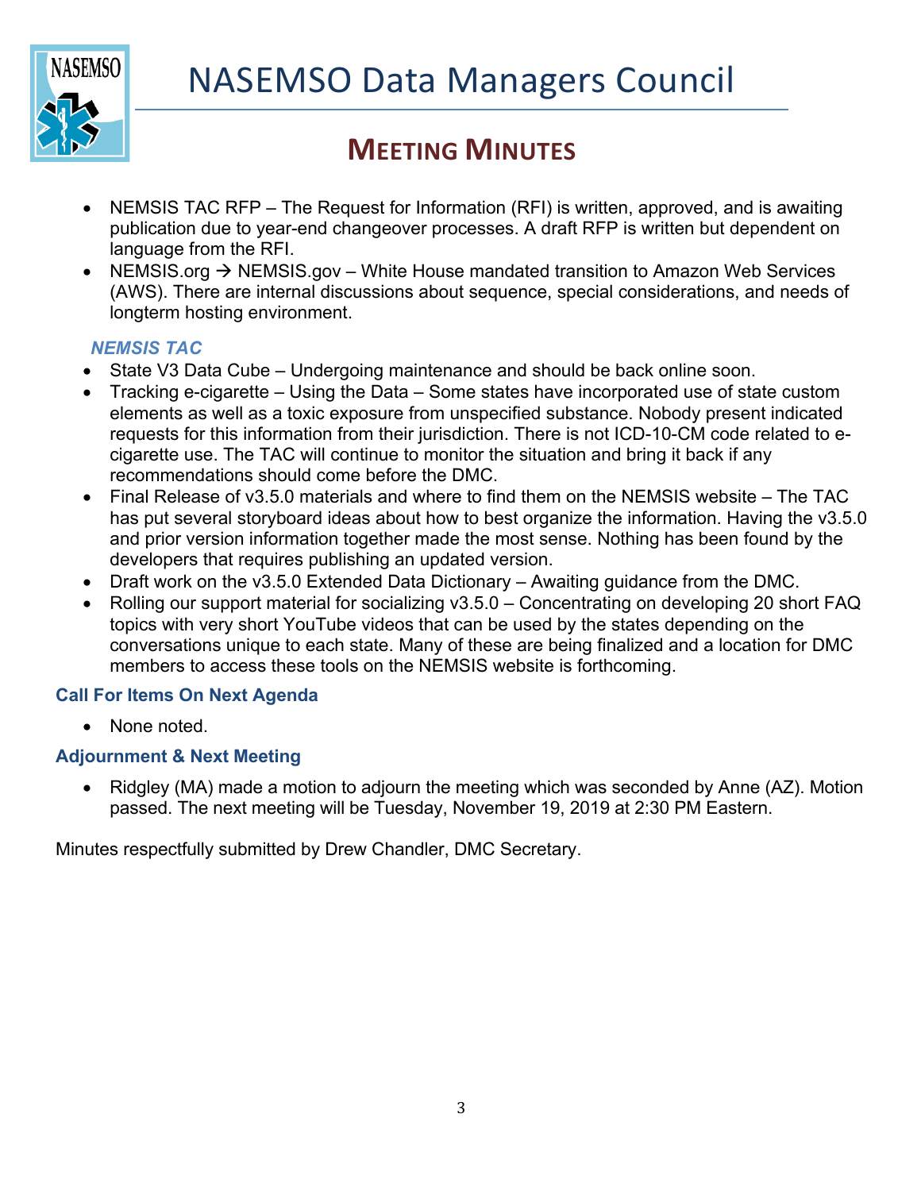- NEMSIS TAC RFP – The Request for Information (RFI) is written, approved, and is awaiting publication due to year-end changeover processes. A draft RFP is written but dependent on language from the RFI.
- NEMSIS.org → NEMSIS.gov – White House mandated transition to Amazon Web Services (AWS). There are internal discussions about sequence, special considerations, and needs of longterm hosting environment.

### *NEMSIS TAC*

- State V3 Data Cube – Undergoing maintenance and should be back online soon.
- Tracking e-cigarette – Using the Data – Some states have incorporated use of state custom elements as well as a toxic exposure from unspecified substance. Nobody present indicated requests for this information from their jurisdiction. There is not ICD-10-CM code related to e-cigarette use. The TAC will continue to monitor the situation and bring it back if any recommendations should come before the DMC.
- Final Release of v3.5.0 materials and where to find them on the NEMSIS website – The TAC has put several storyboard ideas about how to best organize the information. Having the v3.5.0 and prior version information together made the most sense. Nothing has been found by the developers that requires publishing an updated version.
- Draft work on the v3.5.0 Extended Data Dictionary – Awaiting guidance from the DMC.
- Rolling our support material for socializing v3.5.0 – Concentrating on developing 20 short FAQ topics with very short YouTube videos that can be used by the states depending on the conversations unique to each state. Many of these are being finalized and a location for DMC members to access these tools on the NEMSIS website is forthcoming.

### Call For Items On Next Agenda

- None noted.

### Adjournment & Next Meeting

- Ridgley (MA) made a motion to adjourn the meeting which was seconded by Anne (AZ). Motion passed. The next meeting will be Tuesday, November 19, 2019 at 2:30 PM Eastern.

Minutes respectfully submitted by Drew Chandler, DMC Secretary.